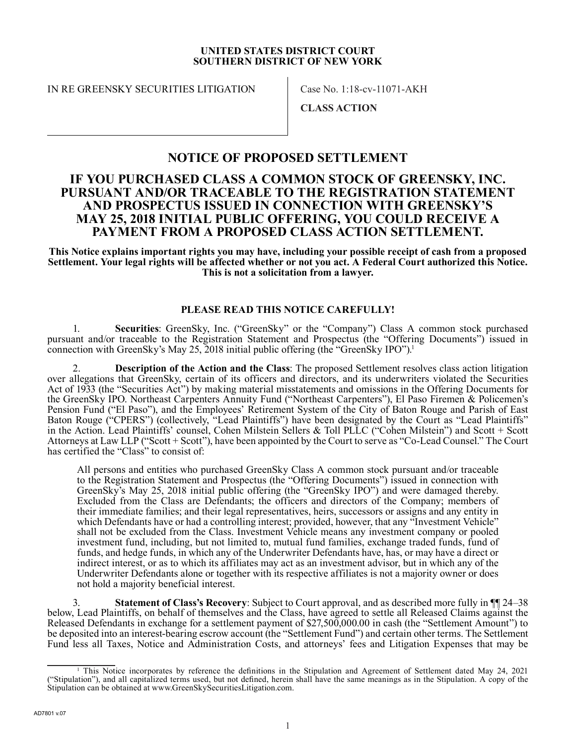**UNITED STATES DISTRICT COURT**
**SOUTHERN DISTRICT OF NEW YORK**

IN RE GREENSKY SECURITIES LITIGATION

Case No. 1:18-cv-11071-AKH

**CLASS ACTION**

# NOTICE OF PROPOSED SETTLEMENT

## IF YOU PURCHASED CLASS A COMMON STOCK OF GREENSKY, INC. PURSUANT AND/OR TRACEABLE TO THE REGISTRATION STATEMENT AND PROSPECTUS ISSUED IN CONNECTION WITH GREENSKY'S MAY 25, 2018 INITIAL PUBLIC OFFERING, YOU COULD RECEIVE A PAYMENT FROM A PROPOSED CLASS ACTION SETTLEMENT.

**This Notice explains important rights you may have, including your possible receipt of cash from a proposed Settlement. Your legal rights will be affected whether or not you act. A Federal Court authorized this Notice. This is not a solicitation from a lawyer.**

### PLEASE READ THIS NOTICE CAREFULLY!

1. **Securities**: GreenSky, Inc. ("GreenSky" or the "Company") Class A common stock purchased pursuant and/or traceable to the Registration Statement and Prospectus (the "Offering Documents") issued in connection with GreenSky's May 25, 2018 initial public offering (the "GreenSky IPO").[1]

2. **Description of the Action and the Class**: The proposed Settlement resolves class action litigation over allegations that GreenSky, certain of its officers and directors, and its underwriters violated the Securities Act of 1933 (the "Securities Act") by making material misstatements and omissions in the Offering Documents for the GreenSky IPO. Northeast Carpenters Annuity Fund ("Northeast Carpenters"), El Paso Firemen & Policemen's Pension Fund ("El Paso"), and the Employees' Retirement System of the City of Baton Rouge and Parish of East Baton Rouge ("CPERS") (collectively, "Lead Plaintiffs") have been designated by the Court as "Lead Plaintiffs" in the Action. Lead Plaintiffs' counsel, Cohen Milstein Sellers & Toll PLLC ("Cohen Milstein") and Scott + Scott Attorneys at Law LLP ("Scott + Scott"), have been appointed by the Court to serve as "Co-Lead Counsel." The Court has certified the "Class" to consist of:

> All persons and entities who purchased GreenSky Class A common stock pursuant and/or traceable to the Registration Statement and Prospectus (the "Offering Documents") issued in connection with GreenSky's May 25, 2018 initial public offering (the "GreenSky IPO") and were damaged thereby. Excluded from the Class are Defendants; the officers and directors of the Company; members of their immediate families; and their legal representatives, heirs, successors or assigns and any entity in which Defendants have or had a controlling interest; provided, however, that any "Investment Vehicle" shall not be excluded from the Class. Investment Vehicle means any investment company or pooled investment fund, including, but not limited to, mutual fund families, exchange traded funds, fund of funds, and hedge funds, in which any of the Underwriter Defendants have, has, or may have a direct or indirect interest, or as to which its affiliates may act as an investment advisor, but in which any of the Underwriter Defendants alone or together with its respective affiliates is not a majority owner or does not hold a majority beneficial interest.

3. **Statement of Class's Recovery**: Subject to Court approval, and as described more fully in ¶¶ 24–38 below, Lead Plaintiffs, on behalf of themselves and the Class, have agreed to settle all Released Claims against the Released Defendants in exchange for a settlement payment of $27,500,000.00 in cash (the "Settlement Amount") to be deposited into an interest-bearing escrow account (the "Settlement Fund") and certain other terms. The Settlement Fund less all Taxes, Notice and Administration Costs, and attorneys' fees and Litigation Expenses that may be

[1] This Notice incorporates by reference the definitions in the Stipulation and Agreement of Settlement dated May 24, 2021 ("Stipulation"), and all capitalized terms used, but not defined, herein shall have the same meanings as in the Stipulation. A copy of the Stipulation can be obtained at www.GreenSkySecuritiesLitigation.com.

AD7801 v.07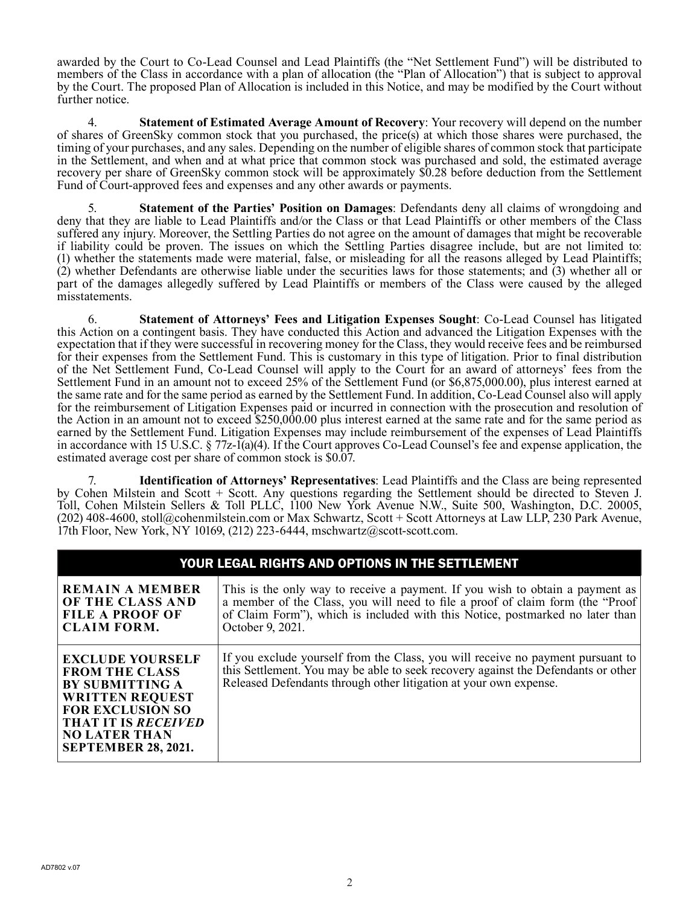awarded by the Court to Co-Lead Counsel and Lead Plaintiffs (the "Net Settlement Fund") will be distributed to members of the Class in accordance with a plan of allocation (the "Plan of Allocation") that is subject to approval by the Court. The proposed Plan of Allocation is included in this Notice, and may be modified by the Court without further notice.

4. **Statement of Estimated Average Amount of Recovery**: Your recovery will depend on the number of shares of GreenSky common stock that you purchased, the price(s) at which those shares were purchased, the timing of your purchases, and any sales. Depending on the number of eligible shares of common stock that participate in the Settlement, and when and at what price that common stock was purchased and sold, the estimated average recovery per share of GreenSky common stock will be approximately $0.28 before deduction from the Settlement Fund of Court-approved fees and expenses and any other awards or payments.

5. **Statement of the Parties' Position on Damages**: Defendants deny all claims of wrongdoing and deny that they are liable to Lead Plaintiffs and/or the Class or that Lead Plaintiffs or other members of the Class suffered any injury. Moreover, the Settling Parties do not agree on the amount of damages that might be recoverable if liability could be proven. The issues on which the Settling Parties disagree include, but are not limited to: (1) whether the statements made were material, false, or misleading for all the reasons alleged by Lead Plaintiffs; (2) whether Defendants are otherwise liable under the securities laws for those statements; and (3) whether all or part of the damages allegedly suffered by Lead Plaintiffs or members of the Class were caused by the alleged misstatements.

6. **Statement of Attorneys' Fees and Litigation Expenses Sought**: Co-Lead Counsel has litigated this Action on a contingent basis. They have conducted this Action and advanced the Litigation Expenses with the expectation that if they were successful in recovering money for the Class, they would receive fees and be reimbursed for their expenses from the Settlement Fund. This is customary in this type of litigation. Prior to final distribution of the Net Settlement Fund, Co-Lead Counsel will apply to the Court for an award of attorneys' fees from the Settlement Fund in an amount not to exceed 25% of the Settlement Fund (or $6,875,000.00), plus interest earned at the same rate and for the same period as earned by the Settlement Fund. In addition, Co-Lead Counsel also will apply for the reimbursement of Litigation Expenses paid or incurred in connection with the prosecution and resolution of the Action in an amount not to exceed $250,000.00 plus interest earned at the same rate and for the same period as earned by the Settlement Fund. Litigation Expenses may include reimbursement of the expenses of Lead Plaintiffs in accordance with 15 U.S.C. § 77z-1(a)(4). If the Court approves Co-Lead Counsel's fee and expense application, the estimated average cost per share of common stock is $0.07.

7. **Identification of Attorneys' Representatives**: Lead Plaintiffs and the Class are being represented by Cohen Milstein and Scott + Scott. Any questions regarding the Settlement should be directed to Steven J. Toll, Cohen Milstein Sellers & Toll PLLC, 1100 New York Avenue N.W., Suite 500, Washington, D.C. 20005, (202) 408-4600, stoll@cohenmilstein.com or Max Schwartz, Scott + Scott Attorneys at Law LLP, 230 Park Avenue, 17th Floor, New York, NY 10169, (212) 223-6444, mschwartz@scott-scott.com.

| YOUR LEGAL RIGHTS AND OPTIONS IN THE SETTLEMENT | |
|---|---|
| **REMAIN A MEMBER OF THE CLASS AND FILE A PROOF OF CLAIM FORM.** | This is the only way to receive a payment. If you wish to obtain a payment as a member of the Class, you will need to file a proof of claim form (the "Proof of Claim Form"), which is included with this Notice, postmarked no later than October 9, 2021. |
| **EXCLUDE YOURSELF FROM THE CLASS BY SUBMITTING A WRITTEN REQUEST FOR EXCLUSION SO THAT IT IS *RECEIVED* NO LATER THAN SEPTEMBER 28, 2021.** | If you exclude yourself from the Class, you will receive no payment pursuant to this Settlement. You may be able to seek recovery against the Defendants or other Released Defendants through other litigation at your own expense. |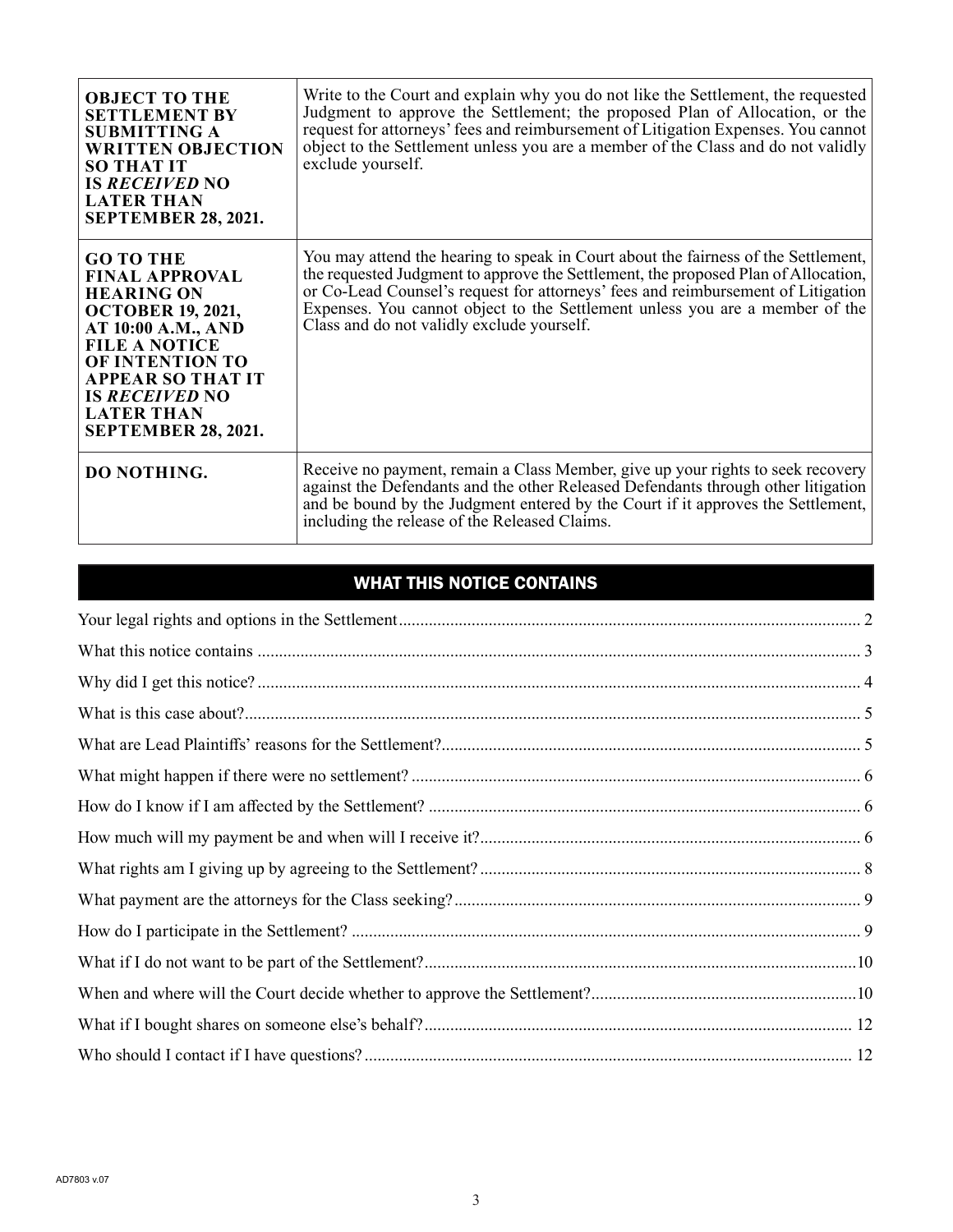| | |
|---|---|
| **OBJECT TO THE SETTLEMENT BY SUBMITTING A WRITTEN OBJECTION SO THAT IT IS *RECEIVED* NO LATER THAN SEPTEMBER 28, 2021.** | Write to the Court and explain why you do not like the Settlement, the requested Judgment to approve the Settlement; the proposed Plan of Allocation, or the request for attorneys' fees and reimbursement of Litigation Expenses. You cannot object to the Settlement unless you are a member of the Class and do not validly exclude yourself. |
| **GO TO THE FINAL APPROVAL HEARING ON OCTOBER 19, 2021, AT 10:00 A.M., AND FILE A NOTICE OF INTENTION TO APPEAR SO THAT IT IS *RECEIVED* NO LATER THAN SEPTEMBER 28, 2021.** | You may attend the hearing to speak in Court about the fairness of the Settlement, the requested Judgment to approve the Settlement, the proposed Plan of Allocation, or Co-Lead Counsel's request for attorneys' fees and reimbursement of Litigation Expenses. You cannot object to the Settlement unless you are a member of the Class and do not validly exclude yourself. |
| **DO NOTHING.** | Receive no payment, remain a Class Member, give up your rights to seek recovery against the Defendants and the other Released Defendants through other litigation and be bound by the Judgment entered by the Court if it approves the Settlement, including the release of the Released Claims. |

## WHAT THIS NOTICE CONTAINS

| | |
|---|---|
| Your legal rights and options in the Settlement | 2 |
| What this notice contains | 3 |
| Why did I get this notice? | 4 |
| What is this case about? | 5 |
| What are Lead Plaintiffs' reasons for the Settlement? | 5 |
| What might happen if there were no settlement? | 6 |
| How do I know if I am affected by the Settlement? | 6 |
| How much will my payment be and when will I receive it? | 6 |
| What rights am I giving up by agreeing to the Settlement? | 8 |
| What payment are the attorneys for the Class seeking? | 9 |
| How do I participate in the Settlement? | 9 |
| What if I do not want to be part of the Settlement? | 10 |
| When and where will the Court decide whether to approve the Settlement? | 10 |
| What if I bought shares on someone else's behalf? | 12 |
| Who should I contact if I have questions? | 12 |

AD7803 v.07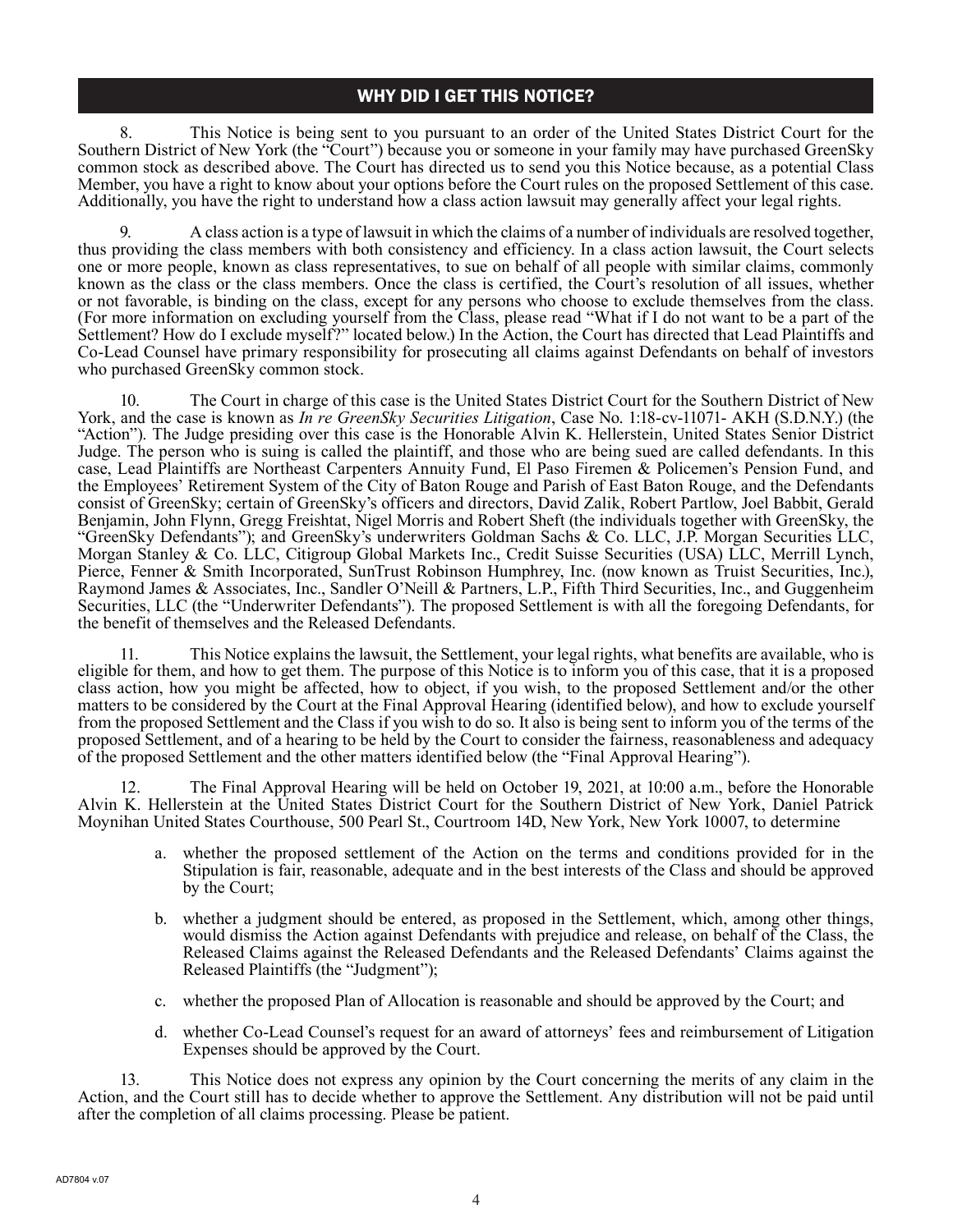## WHY DID I GET THIS NOTICE?

8. This Notice is being sent to you pursuant to an order of the United States District Court for the Southern District of New York (the "Court") because you or someone in your family may have purchased GreenSky common stock as described above. The Court has directed us to send you this Notice because, as a potential Class Member, you have a right to know about your options before the Court rules on the proposed Settlement of this case. Additionally, you have the right to understand how a class action lawsuit may generally affect your legal rights.

9. A class action is a type of lawsuit in which the claims of a number of individuals are resolved together, thus providing the class members with both consistency and efficiency. In a class action lawsuit, the Court selects one or more people, known as class representatives, to sue on behalf of all people with similar claims, commonly known as the class or the class members. Once the class is certified, the Court's resolution of all issues, whether or not favorable, is binding on the class, except for any persons who choose to exclude themselves from the class. (For more information on excluding yourself from the Class, please read "What if I do not want to be a part of the Settlement? How do I exclude myself?" located below.) In the Action, the Court has directed that Lead Plaintiffs and Co-Lead Counsel have primary responsibility for prosecuting all claims against Defendants on behalf of investors who purchased GreenSky common stock.

10. The Court in charge of this case is the United States District Court for the Southern District of New York, and the case is known as *In re GreenSky Securities Litigation*, Case No. 1:18-cv-11071- AKH (S.D.N.Y.) (the "Action"). The Judge presiding over this case is the Honorable Alvin K. Hellerstein, United States Senior District Judge. The person who is suing is called the plaintiff, and those who are being sued are called defendants. In this case, Lead Plaintiffs are Northeast Carpenters Annuity Fund, El Paso Firemen & Policemen's Pension Fund, and the Employees' Retirement System of the City of Baton Rouge and Parish of East Baton Rouge, and the Defendants consist of GreenSky; certain of GreenSky's officers and directors, David Zalik, Robert Partlow, Joel Babbit, Gerald Benjamin, John Flynn, Gregg Freishtat, Nigel Morris and Robert Sheft (the individuals together with GreenSky, the "GreenSky Defendants"); and GreenSky's underwriters Goldman Sachs & Co. LLC, J.P. Morgan Securities LLC, Morgan Stanley & Co. LLC, Citigroup Global Markets Inc., Credit Suisse Securities (USA) LLC, Merrill Lynch, Pierce, Fenner & Smith Incorporated, SunTrust Robinson Humphrey, Inc. (now known as Truist Securities, Inc.), Raymond James & Associates, Inc., Sandler O'Neill & Partners, L.P., Fifth Third Securities, Inc., and Guggenheim Securities, LLC (the "Underwriter Defendants"). The proposed Settlement is with all the foregoing Defendants, for the benefit of themselves and the Released Defendants.

11. This Notice explains the lawsuit, the Settlement, your legal rights, what benefits are available, who is eligible for them, and how to get them. The purpose of this Notice is to inform you of this case, that it is a proposed class action, how you might be affected, how to object, if you wish, to the proposed Settlement and/or the other matters to be considered by the Court at the Final Approval Hearing (identified below), and how to exclude yourself from the proposed Settlement and the Class if you wish to do so. It also is being sent to inform you of the terms of the proposed Settlement, and of a hearing to be held by the Court to consider the fairness, reasonableness and adequacy of the proposed Settlement and the other matters identified below (the "Final Approval Hearing").

12. The Final Approval Hearing will be held on October 19, 2021, at 10:00 a.m., before the Honorable Alvin K. Hellerstein at the United States District Court for the Southern District of New York, Daniel Patrick Moynihan United States Courthouse, 500 Pearl St., Courtroom 14D, New York, New York 10007, to determine

a. whether the proposed settlement of the Action on the terms and conditions provided for in the Stipulation is fair, reasonable, adequate and in the best interests of the Class and should be approved by the Court;

b. whether a judgment should be entered, as proposed in the Settlement, which, among other things, would dismiss the Action against Defendants with prejudice and release, on behalf of the Class, the Released Claims against the Released Defendants and the Released Defendants' Claims against the Released Plaintiffs (the "Judgment");

c. whether the proposed Plan of Allocation is reasonable and should be approved by the Court; and

d. whether Co-Lead Counsel's request for an award of attorneys' fees and reimbursement of Litigation Expenses should be approved by the Court.

13. This Notice does not express any opinion by the Court concerning the merits of any claim in the Action, and the Court still has to decide whether to approve the Settlement. Any distribution will not be paid until after the completion of all claims processing. Please be patient.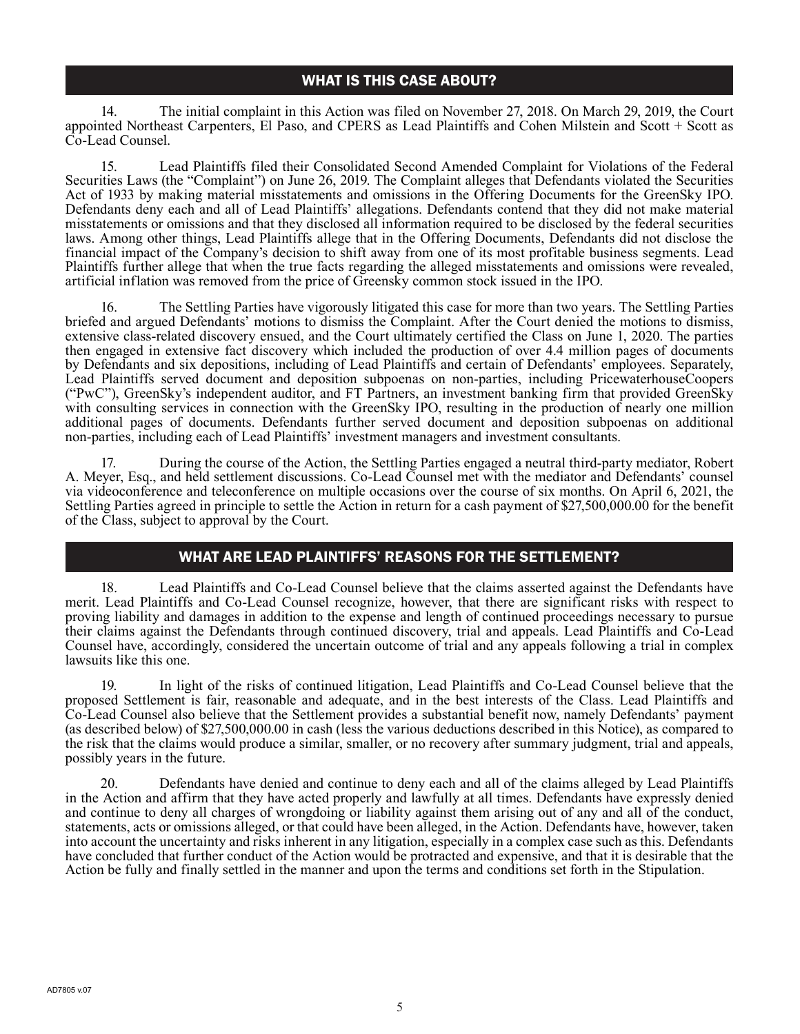## WHAT IS THIS CASE ABOUT?

14. The initial complaint in this Action was filed on November 27, 2018. On March 29, 2019, the Court appointed Northeast Carpenters, El Paso, and CPERS as Lead Plaintiffs and Cohen Milstein and Scott + Scott as Co-Lead Counsel.

15. Lead Plaintiffs filed their Consolidated Second Amended Complaint for Violations of the Federal Securities Laws (the "Complaint") on June 26, 2019. The Complaint alleges that Defendants violated the Securities Act of 1933 by making material misstatements and omissions in the Offering Documents for the GreenSky IPO. Defendants deny each and all of Lead Plaintiffs' allegations. Defendants contend that they did not make material misstatements or omissions and that they disclosed all information required to be disclosed by the federal securities laws. Among other things, Lead Plaintiffs allege that in the Offering Documents, Defendants did not disclose the financial impact of the Company's decision to shift away from one of its most profitable business segments. Lead Plaintiffs further allege that when the true facts regarding the alleged misstatements and omissions were revealed, artificial inflation was removed from the price of Greensky common stock issued in the IPO.

16. The Settling Parties have vigorously litigated this case for more than two years. The Settling Parties briefed and argued Defendants' motions to dismiss the Complaint. After the Court denied the motions to dismiss, extensive class-related discovery ensued, and the Court ultimately certified the Class on June 1, 2020. The parties then engaged in extensive fact discovery which included the production of over 4.4 million pages of documents by Defendants and six depositions, including of Lead Plaintiffs and certain of Defendants' employees. Separately, Lead Plaintiffs served document and deposition subpoenas on non-parties, including PricewaterhouseCoopers ("PwC"), GreenSky's independent auditor, and FT Partners, an investment banking firm that provided GreenSky with consulting services in connection with the GreenSky IPO, resulting in the production of nearly one million additional pages of documents. Defendants further served document and deposition subpoenas on additional non-parties, including each of Lead Plaintiffs' investment managers and investment consultants.

17. During the course of the Action, the Settling Parties engaged a neutral third-party mediator, Robert A. Meyer, Esq., and held settlement discussions. Co-Lead Counsel met with the mediator and Defendants' counsel via videoconference and teleconference on multiple occasions over the course of six months. On April 6, 2021, the Settling Parties agreed in principle to settle the Action in return for a cash payment of $27,500,000.00 for the benefit of the Class, subject to approval by the Court.

## WHAT ARE LEAD PLAINTIFFS' REASONS FOR THE SETTLEMENT?

18. Lead Plaintiffs and Co-Lead Counsel believe that the claims asserted against the Defendants have merit. Lead Plaintiffs and Co-Lead Counsel recognize, however, that there are significant risks with respect to proving liability and damages in addition to the expense and length of continued proceedings necessary to pursue their claims against the Defendants through continued discovery, trial and appeals. Lead Plaintiffs and Co-Lead Counsel have, accordingly, considered the uncertain outcome of trial and any appeals following a trial in complex lawsuits like this one.

19. In light of the risks of continued litigation, Lead Plaintiffs and Co-Lead Counsel believe that the proposed Settlement is fair, reasonable and adequate, and in the best interests of the Class. Lead Plaintiffs and Co-Lead Counsel also believe that the Settlement provides a substantial benefit now, namely Defendants' payment (as described below) of $27,500,000.00 in cash (less the various deductions described in this Notice), as compared to the risk that the claims would produce a similar, smaller, or no recovery after summary judgment, trial and appeals, possibly years in the future.

20. Defendants have denied and continue to deny each and all of the claims alleged by Lead Plaintiffs in the Action and affirm that they have acted properly and lawfully at all times. Defendants have expressly denied and continue to deny all charges of wrongdoing or liability against them arising out of any and all of the conduct, statements, acts or omissions alleged, or that could have been alleged, in the Action. Defendants have, however, taken into account the uncertainty and risks inherent in any litigation, especially in a complex case such as this. Defendants have concluded that further conduct of the Action would be protracted and expensive, and that it is desirable that the Action be fully and finally settled in the manner and upon the terms and conditions set forth in the Stipulation.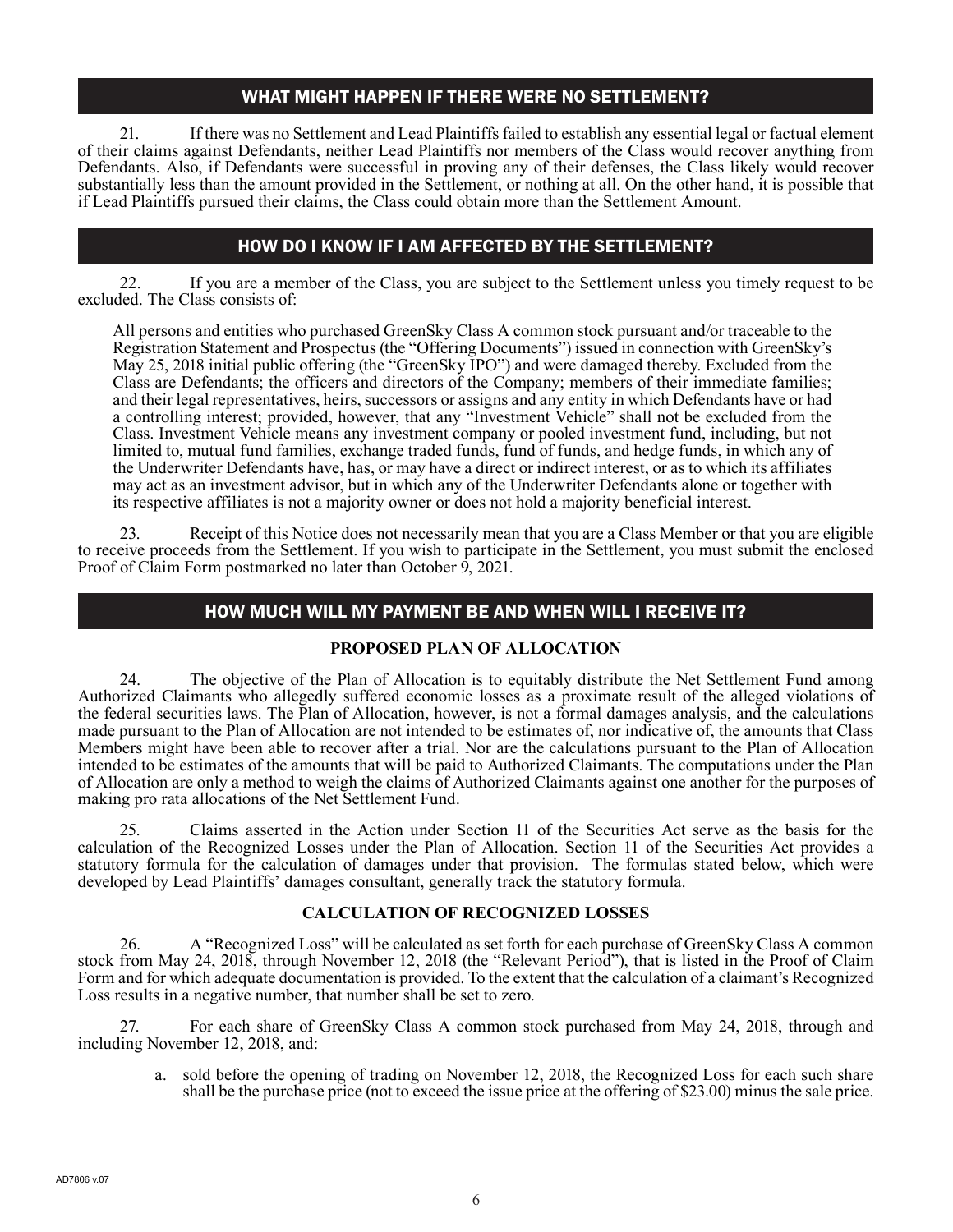## WHAT MIGHT HAPPEN IF THERE WERE NO SETTLEMENT?

21. If there was no Settlement and Lead Plaintiffs failed to establish any essential legal or factual element of their claims against Defendants, neither Lead Plaintiffs nor members of the Class would recover anything from Defendants. Also, if Defendants were successful in proving any of their defenses, the Class likely would recover substantially less than the amount provided in the Settlement, or nothing at all. On the other hand, it is possible that if Lead Plaintiffs pursued their claims, the Class could obtain more than the Settlement Amount.

## HOW DO I KNOW IF I AM AFFECTED BY THE SETTLEMENT?

22. If you are a member of the Class, you are subject to the Settlement unless you timely request to be excluded. The Class consists of:

> All persons and entities who purchased GreenSky Class A common stock pursuant and/or traceable to the Registration Statement and Prospectus (the "Offering Documents") issued in connection with GreenSky's May 25, 2018 initial public offering (the "GreenSky IPO") and were damaged thereby. Excluded from the Class are Defendants; the officers and directors of the Company; members of their immediate families; and their legal representatives, heirs, successors or assigns and any entity in which Defendants have or had a controlling interest; provided, however, that any "Investment Vehicle" shall not be excluded from the Class. Investment Vehicle means any investment company or pooled investment fund, including, but not limited to, mutual fund families, exchange traded funds, fund of funds, and hedge funds, in which any of the Underwriter Defendants have, has, or may have a direct or indirect interest, or as to which its affiliates may act as an investment advisor, but in which any of the Underwriter Defendants alone or together with its respective affiliates is not a majority owner or does not hold a majority beneficial interest.

23. Receipt of this Notice does not necessarily mean that you are a Class Member or that you are eligible to receive proceeds from the Settlement. If you wish to participate in the Settlement, you must submit the enclosed Proof of Claim Form postmarked no later than October 9, 2021.

## HOW MUCH WILL MY PAYMENT BE AND WHEN WILL I RECEIVE IT?

### PROPOSED PLAN OF ALLOCATION

24. The objective of the Plan of Allocation is to equitably distribute the Net Settlement Fund among Authorized Claimants who allegedly suffered economic losses as a proximate result of the alleged violations of the federal securities laws. The Plan of Allocation, however, is not a formal damages analysis, and the calculations made pursuant to the Plan of Allocation are not intended to be estimates of, nor indicative of, the amounts that Class Members might have been able to recover after a trial. Nor are the calculations pursuant to the Plan of Allocation intended to be estimates of the amounts that will be paid to Authorized Claimants. The computations under the Plan of Allocation are only a method to weigh the claims of Authorized Claimants against one another for the purposes of making pro rata allocations of the Net Settlement Fund.

25. Claims asserted in the Action under Section 11 of the Securities Act serve as the basis for the calculation of the Recognized Losses under the Plan of Allocation. Section 11 of the Securities Act provides a statutory formula for the calculation of damages under that provision. The formulas stated below, which were developed by Lead Plaintiffs' damages consultant, generally track the statutory formula.

### CALCULATION OF RECOGNIZED LOSSES

26. A "Recognized Loss" will be calculated as set forth for each purchase of GreenSky Class A common stock from May 24, 2018, through November 12, 2018 (the "Relevant Period"), that is listed in the Proof of Claim Form and for which adequate documentation is provided. To the extent that the calculation of a claimant's Recognized Loss results in a negative number, that number shall be set to zero.

27. For each share of GreenSky Class A common stock purchased from May 24, 2018, through and including November 12, 2018, and:

a. sold before the opening of trading on November 12, 2018, the Recognized Loss for each such share shall be the purchase price (not to exceed the issue price at the offering of $23.00) minus the sale price.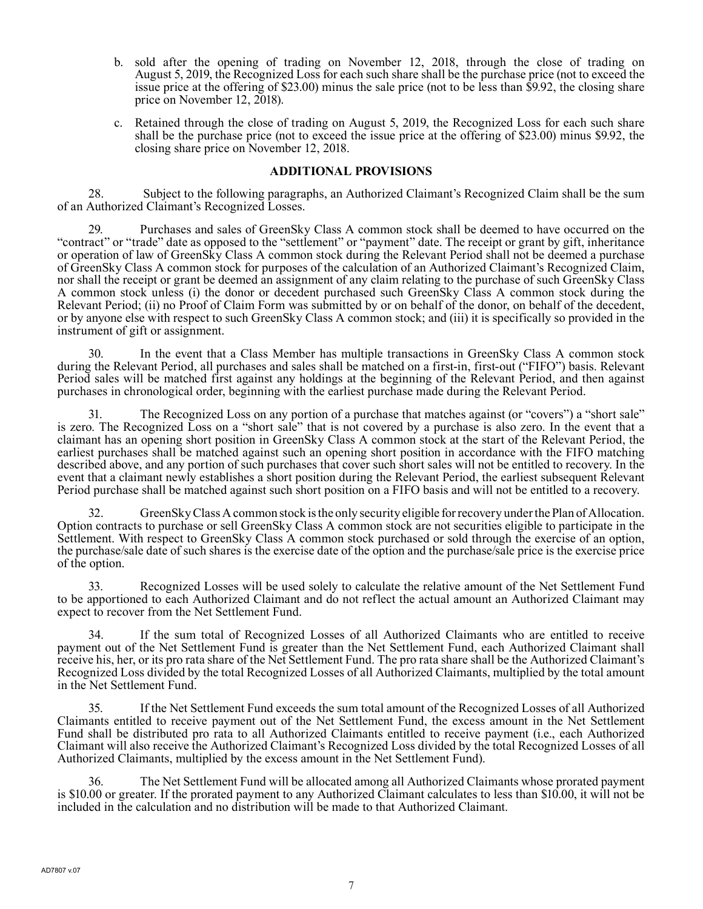b. sold after the opening of trading on November 12, 2018, through the close of trading on August 5, 2019, the Recognized Loss for each such share shall be the purchase price (not to exceed the issue price at the offering of $23.00) minus the sale price (not to be less than $9.92, the closing share price on November 12, 2018).

c. Retained through the close of trading on August 5, 2019, the Recognized Loss for each such share shall be the purchase price (not to exceed the issue price at the offering of $23.00) minus $9.92, the closing share price on November 12, 2018.

## ADDITIONAL PROVISIONS

28. Subject to the following paragraphs, an Authorized Claimant's Recognized Claim shall be the sum of an Authorized Claimant's Recognized Losses.

29. Purchases and sales of GreenSky Class A common stock shall be deemed to have occurred on the "contract" or "trade" date as opposed to the "settlement" or "payment" date. The receipt or grant by gift, inheritance or operation of law of GreenSky Class A common stock during the Relevant Period shall not be deemed a purchase of GreenSky Class A common stock for purposes of the calculation of an Authorized Claimant's Recognized Claim, nor shall the receipt or grant be deemed an assignment of any claim relating to the purchase of such GreenSky Class A common stock unless (i) the donor or decedent purchased such GreenSky Class A common stock during the Relevant Period; (ii) no Proof of Claim Form was submitted by or on behalf of the donor, on behalf of the decedent, or by anyone else with respect to such GreenSky Class A common stock; and (iii) it is specifically so provided in the instrument of gift or assignment.

30. In the event that a Class Member has multiple transactions in GreenSky Class A common stock during the Relevant Period, all purchases and sales shall be matched on a first-in, first-out ("FIFO") basis. Relevant Period sales will be matched first against any holdings at the beginning of the Relevant Period, and then against purchases in chronological order, beginning with the earliest purchase made during the Relevant Period.

31. The Recognized Loss on any portion of a purchase that matches against (or "covers") a "short sale" is zero. The Recognized Loss on a "short sale" that is not covered by a purchase is also zero. In the event that a claimant has an opening short position in GreenSky Class A common stock at the start of the Relevant Period, the earliest purchases shall be matched against such an opening short position in accordance with the FIFO matching described above, and any portion of such purchases that cover such short sales will not be entitled to recovery. In the event that a claimant newly establishes a short position during the Relevant Period, the earliest subsequent Relevant Period purchase shall be matched against such short position on a FIFO basis and will not be entitled to a recovery.

32. GreenSky Class A common stock is the only security eligible for recovery under the Plan of Allocation. Option contracts to purchase or sell GreenSky Class A common stock are not securities eligible to participate in the Settlement. With respect to GreenSky Class A common stock purchased or sold through the exercise of an option, the purchase/sale date of such shares is the exercise date of the option and the purchase/sale price is the exercise price of the option.

33. Recognized Losses will be used solely to calculate the relative amount of the Net Settlement Fund to be apportioned to each Authorized Claimant and do not reflect the actual amount an Authorized Claimant may expect to recover from the Net Settlement Fund.

34. If the sum total of Recognized Losses of all Authorized Claimants who are entitled to receive payment out of the Net Settlement Fund is greater than the Net Settlement Fund, each Authorized Claimant shall receive his, her, or its pro rata share of the Net Settlement Fund. The pro rata share shall be the Authorized Claimant's Recognized Loss divided by the total Recognized Losses of all Authorized Claimants, multiplied by the total amount in the Net Settlement Fund.

35. If the Net Settlement Fund exceeds the sum total amount of the Recognized Losses of all Authorized Claimants entitled to receive payment out of the Net Settlement Fund, the excess amount in the Net Settlement Fund shall be distributed pro rata to all Authorized Claimants entitled to receive payment (i.e., each Authorized Claimant will also receive the Authorized Claimant's Recognized Loss divided by the total Recognized Losses of all Authorized Claimants, multiplied by the excess amount in the Net Settlement Fund).

36. The Net Settlement Fund will be allocated among all Authorized Claimants whose prorated payment is $10.00 or greater. If the prorated payment to any Authorized Claimant calculates to less than $10.00, it will not be included in the calculation and no distribution will be made to that Authorized Claimant.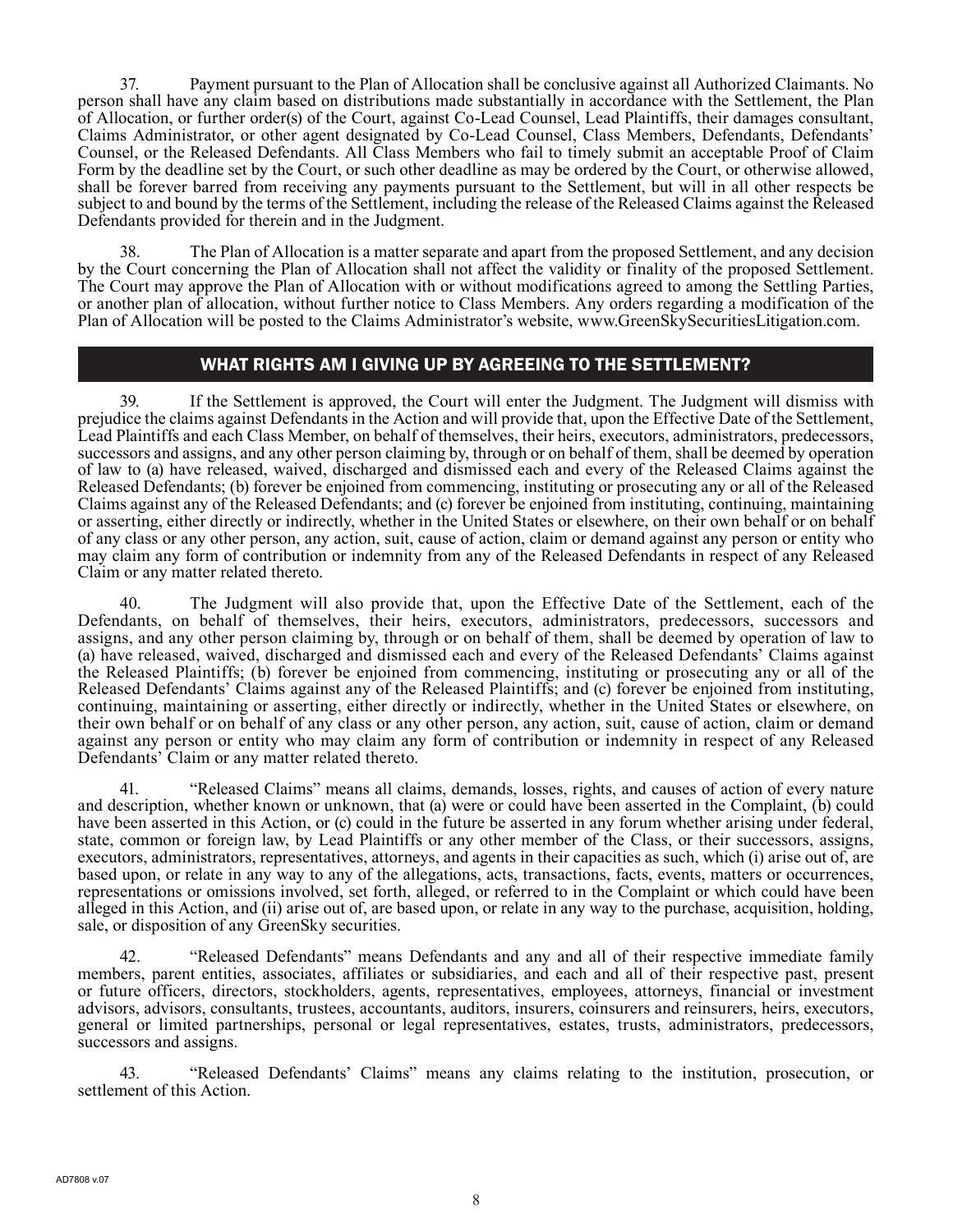37. Payment pursuant to the Plan of Allocation shall be conclusive against all Authorized Claimants. No person shall have any claim based on distributions made substantially in accordance with the Settlement, the Plan of Allocation, or further order(s) of the Court, against Co-Lead Counsel, Lead Plaintiffs, their damages consultant, Claims Administrator, or other agent designated by Co-Lead Counsel, Class Members, Defendants, Defendants' Counsel, or the Released Defendants. All Class Members who fail to timely submit an acceptable Proof of Claim Form by the deadline set by the Court, or such other deadline as may be ordered by the Court, or otherwise allowed, shall be forever barred from receiving any payments pursuant to the Settlement, but will in all other respects be subject to and bound by the terms of the Settlement, including the release of the Released Claims against the Released Defendants provided for therein and in the Judgment.

38. The Plan of Allocation is a matter separate and apart from the proposed Settlement, and any decision by the Court concerning the Plan of Allocation shall not affect the validity or finality of the proposed Settlement. The Court may approve the Plan of Allocation with or without modifications agreed to among the Settling Parties, or another plan of allocation, without further notice to Class Members. Any orders regarding a modification of the Plan of Allocation will be posted to the Claims Administrator's website, www.GreenSkySecuritiesLitigation.com.

## WHAT RIGHTS AM I GIVING UP BY AGREEING TO THE SETTLEMENT?

39. If the Settlement is approved, the Court will enter the Judgment. The Judgment will dismiss with prejudice the claims against Defendants in the Action and will provide that, upon the Effective Date of the Settlement, Lead Plaintiffs and each Class Member, on behalf of themselves, their heirs, executors, administrators, predecessors, successors and assigns, and any other person claiming by, through or on behalf of them, shall be deemed by operation of law to (a) have released, waived, discharged and dismissed each and every of the Released Claims against the Released Defendants; (b) forever be enjoined from commencing, instituting or prosecuting any or all of the Released Claims against any of the Released Defendants; and (c) forever be enjoined from instituting, continuing, maintaining or asserting, either directly or indirectly, whether in the United States or elsewhere, on their own behalf or on behalf of any class or any other person, any action, suit, cause of action, claim or demand against any person or entity who may claim any form of contribution or indemnity from any of the Released Defendants in respect of any Released Claim or any matter related thereto.

40. The Judgment will also provide that, upon the Effective Date of the Settlement, each of the Defendants, on behalf of themselves, their heirs, executors, administrators, predecessors, successors and assigns, and any other person claiming by, through or on behalf of them, shall be deemed by operation of law to (a) have released, waived, discharged and dismissed each and every of the Released Defendants' Claims against the Released Plaintiffs; (b) forever be enjoined from commencing, instituting or prosecuting any or all of the Released Defendants' Claims against any of the Released Plaintiffs; and (c) forever be enjoined from instituting, continuing, maintaining or asserting, either directly or indirectly, whether in the United States or elsewhere, on their own behalf or on behalf of any class or any other person, any action, suit, cause of action, claim or demand against any person or entity who may claim any form of contribution or indemnity in respect of any Released Defendants' Claim or any matter related thereto.

41. "Released Claims" means all claims, demands, losses, rights, and causes of action of every nature and description, whether known or unknown, that (a) were or could have been asserted in the Complaint, (b) could have been asserted in this Action, or (c) could in the future be asserted in any forum whether arising under federal, state, common or foreign law, by Lead Plaintiffs or any other member of the Class, or their successors, assigns, executors, administrators, representatives, attorneys, and agents in their capacities as such, which (i) arise out of, are based upon, or relate in any way to any of the allegations, acts, transactions, facts, events, matters or occurrences, representations or omissions involved, set forth, alleged, or referred to in the Complaint or which could have been alleged in this Action, and (ii) arise out of, are based upon, or relate in any way to the purchase, acquisition, holding, sale, or disposition of any GreenSky securities.

42. "Released Defendants" means Defendants and any and all of their respective immediate family members, parent entities, associates, affiliates or subsidiaries, and each and all of their respective past, present or future officers, directors, stockholders, agents, representatives, employees, attorneys, financial or investment advisors, advisors, consultants, trustees, accountants, auditors, insurers, coinsurers and reinsurers, heirs, executors, general or limited partnerships, personal or legal representatives, estates, trusts, administrators, predecessors, successors and assigns.

43. "Released Defendants' Claims" means any claims relating to the institution, prosecution, or settlement of this Action.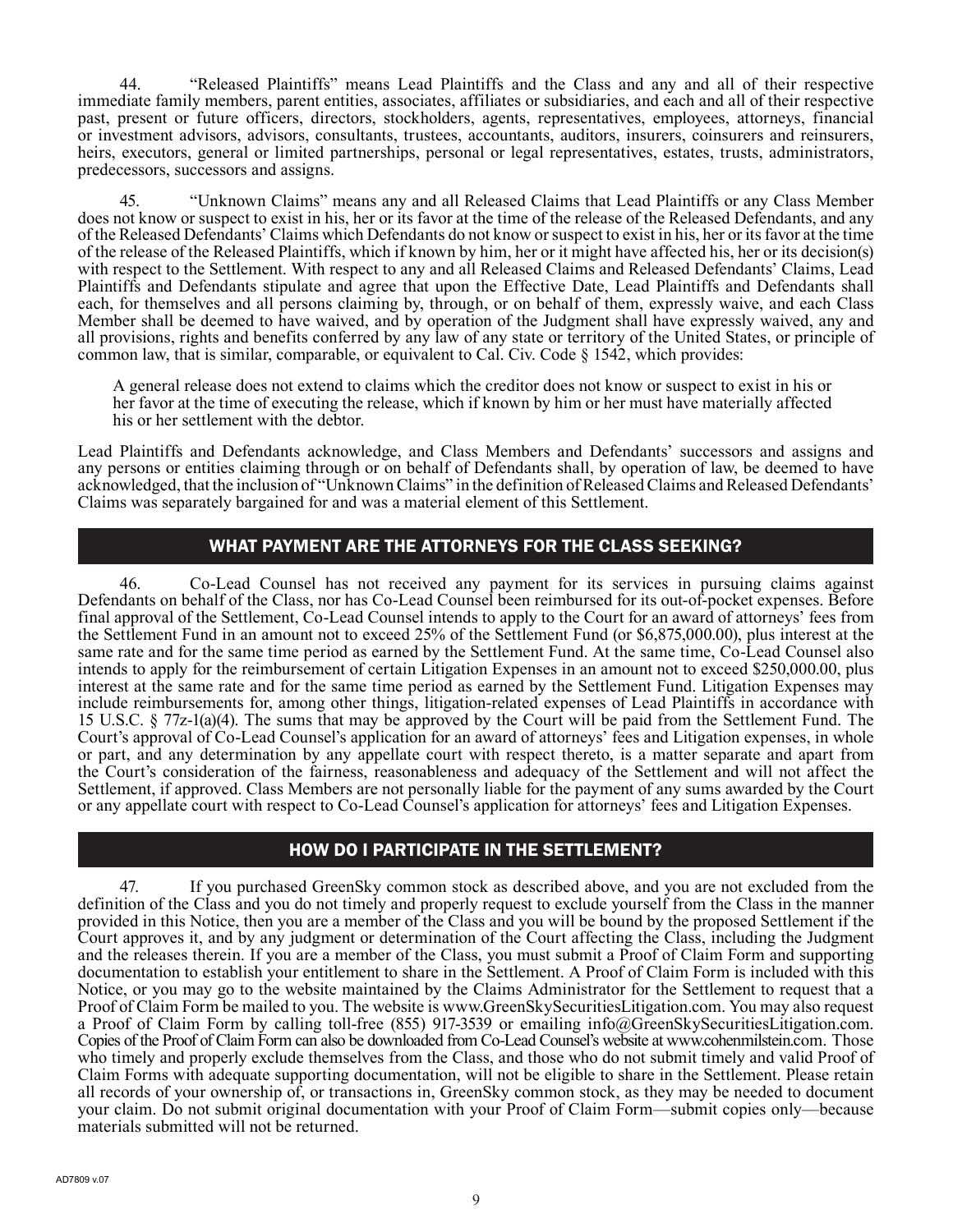44. "Released Plaintiffs" means Lead Plaintiffs and the Class and any and all of their respective immediate family members, parent entities, associates, affiliates or subsidiaries, and each and all of their respective past, present or future officers, directors, stockholders, agents, representatives, employees, attorneys, financial or investment advisors, advisors, consultants, trustees, accountants, auditors, insurers, coinsurers and reinsurers, heirs, executors, general or limited partnerships, personal or legal representatives, estates, trusts, administrators, predecessors, successors and assigns.

45. "Unknown Claims" means any and all Released Claims that Lead Plaintiffs or any Class Member does not know or suspect to exist in his, her or its favor at the time of the release of the Released Defendants, and any of the Released Defendants' Claims which Defendants do not know or suspect to exist in his, her or its favor at the time of the release of the Released Plaintiffs, which if known by him, her or it might have affected his, her or its decision(s) with respect to the Settlement. With respect to any and all Released Claims and Released Defendants' Claims, Lead Plaintiffs and Defendants stipulate and agree that upon the Effective Date, Lead Plaintiffs and Defendants shall each, for themselves and all persons claiming by, through, or on behalf of them, expressly waive, and each Class Member shall be deemed to have waived, and by operation of the Judgment shall have expressly waived, any and all provisions, rights and benefits conferred by any law of any state or territory of the United States, or principle of common law, that is similar, comparable, or equivalent to Cal. Civ. Code § 1542, which provides:

> A general release does not extend to claims which the creditor does not know or suspect to exist in his or her favor at the time of executing the release, which if known by him or her must have materially affected his or her settlement with the debtor.

Lead Plaintiffs and Defendants acknowledge, and Class Members and Defendants' successors and assigns and any persons or entities claiming through or on behalf of Defendants shall, by operation of law, be deemed to have acknowledged, that the inclusion of "Unknown Claims" in the definition of Released Claims and Released Defendants' Claims was separately bargained for and was a material element of this Settlement.

## WHAT PAYMENT ARE THE ATTORNEYS FOR THE CLASS SEEKING?

46. Co-Lead Counsel has not received any payment for its services in pursuing claims against Defendants on behalf of the Class, nor has Co-Lead Counsel been reimbursed for its out-of-pocket expenses. Before final approval of the Settlement, Co-Lead Counsel intends to apply to the Court for an award of attorneys' fees from the Settlement Fund in an amount not to exceed 25% of the Settlement Fund (or $6,875,000.00), plus interest at the same rate and for the same time period as earned by the Settlement Fund. At the same time, Co-Lead Counsel also intends to apply for the reimbursement of certain Litigation Expenses in an amount not to exceed $250,000.00, plus interest at the same rate and for the same time period as earned by the Settlement Fund. Litigation Expenses may include reimbursements for, among other things, litigation-related expenses of Lead Plaintiffs in accordance with 15 U.S.C. § 77z-1(a)(4). The sums that may be approved by the Court will be paid from the Settlement Fund. The Court's approval of Co-Lead Counsel's application for an award of attorneys' fees and Litigation expenses, in whole or part, and any determination by any appellate court with respect thereto, is a matter separate and apart from the Court's consideration of the fairness, reasonableness and adequacy of the Settlement and will not affect the Settlement, if approved. Class Members are not personally liable for the payment of any sums awarded by the Court or any appellate court with respect to Co-Lead Counsel's application for attorneys' fees and Litigation Expenses.

## HOW DO I PARTICIPATE IN THE SETTLEMENT?

47. If you purchased GreenSky common stock as described above, and you are not excluded from the definition of the Class and you do not timely and properly request to exclude yourself from the Class in the manner provided in this Notice, then you are a member of the Class and you will be bound by the proposed Settlement if the Court approves it, and by any judgment or determination of the Court affecting the Class, including the Judgment and the releases therein. If you are a member of the Class, you must submit a Proof of Claim Form and supporting documentation to establish your entitlement to share in the Settlement. A Proof of Claim Form is included with this Notice, or you may go to the website maintained by the Claims Administrator for the Settlement to request that a Proof of Claim Form be mailed to you. The website is www.GreenSkySecuritiesLitigation.com. You may also request a Proof of Claim Form by calling toll-free (855) 917-3539 or emailing info@GreenSkySecuritiesLitigation.com. Copies of the Proof of Claim Form can also be downloaded from Co-Lead Counsel's website at www.cohenmilstein.com. Those who timely and properly exclude themselves from the Class, and those who do not submit timely and valid Proof of Claim Forms with adequate supporting documentation, will not be eligible to share in the Settlement. Please retain all records of your ownership of, or transactions in, GreenSky common stock, as they may be needed to document your claim. Do not submit original documentation with your Proof of Claim Form—submit copies only—because materials submitted will not be returned.

AD7809 v.07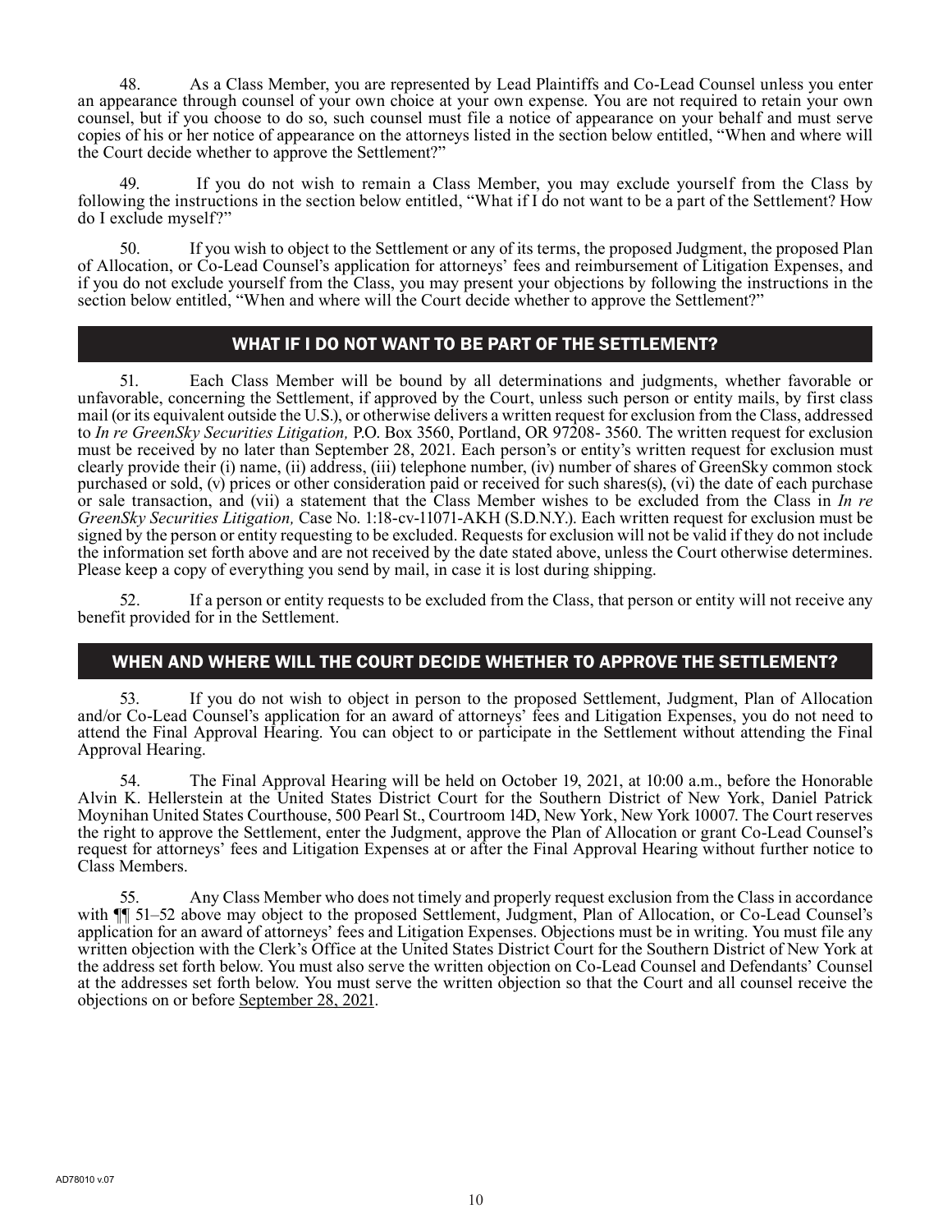48. As a Class Member, you are represented by Lead Plaintiffs and Co-Lead Counsel unless you enter an appearance through counsel of your own choice at your own expense. You are not required to retain your own counsel, but if you choose to do so, such counsel must file a notice of appearance on your behalf and must serve copies of his or her notice of appearance on the attorneys listed in the section below entitled, "When and where will the Court decide whether to approve the Settlement?"

49. If you do not wish to remain a Class Member, you may exclude yourself from the Class by following the instructions in the section below entitled, "What if I do not want to be a part of the Settlement? How do I exclude myself?"

50. If you wish to object to the Settlement or any of its terms, the proposed Judgment, the proposed Plan of Allocation, or Co-Lead Counsel's application for attorneys' fees and reimbursement of Litigation Expenses, and if you do not exclude yourself from the Class, you may present your objections by following the instructions in the section below entitled, "When and where will the Court decide whether to approve the Settlement?"

## WHAT IF I DO NOT WANT TO BE PART OF THE SETTLEMENT?

51. Each Class Member will be bound by all determinations and judgments, whether favorable or unfavorable, concerning the Settlement, if approved by the Court, unless such person or entity mails, by first class mail (or its equivalent outside the U.S.), or otherwise delivers a written request for exclusion from the Class, addressed to *In re GreenSky Securities Litigation,* P.O. Box 3560, Portland, OR 97208- 3560. The written request for exclusion must be received by no later than September 28, 2021. Each person's or entity's written request for exclusion must clearly provide their (i) name, (ii) address, (iii) telephone number, (iv) number of shares of GreenSky common stock purchased or sold, (v) prices or other consideration paid or received for such shares(s), (vi) the date of each purchase or sale transaction, and (vii) a statement that the Class Member wishes to be excluded from the Class in *In re GreenSky Securities Litigation,* Case No. 1:18-cv-11071-AKH (S.D.N.Y.). Each written request for exclusion must be signed by the person or entity requesting to be excluded. Requests for exclusion will not be valid if they do not include the information set forth above and are not received by the date stated above, unless the Court otherwise determines. Please keep a copy of everything you send by mail, in case it is lost during shipping.

52. If a person or entity requests to be excluded from the Class, that person or entity will not receive any benefit provided for in the Settlement.

## WHEN AND WHERE WILL THE COURT DECIDE WHETHER TO APPROVE THE SETTLEMENT?

53. If you do not wish to object in person to the proposed Settlement, Judgment, Plan of Allocation and/or Co-Lead Counsel's application for an award of attorneys' fees and Litigation Expenses, you do not need to attend the Final Approval Hearing. You can object to or participate in the Settlement without attending the Final Approval Hearing.

54. The Final Approval Hearing will be held on October 19, 2021, at 10:00 a.m., before the Honorable Alvin K. Hellerstein at the United States District Court for the Southern District of New York, Daniel Patrick Moynihan United States Courthouse, 500 Pearl St., Courtroom 14D, New York, New York 10007. The Court reserves the right to approve the Settlement, enter the Judgment, approve the Plan of Allocation or grant Co-Lead Counsel's request for attorneys' fees and Litigation Expenses at or after the Final Approval Hearing without further notice to Class Members.

55. Any Class Member who does not timely and properly request exclusion from the Class in accordance with ¶¶ 51–52 above may object to the proposed Settlement, Judgment, Plan of Allocation, or Co-Lead Counsel's application for an award of attorneys' fees and Litigation Expenses. Objections must be in writing. You must file any written objection with the Clerk's Office at the United States District Court for the Southern District of New York at the address set forth below. You must also serve the written objection on Co-Lead Counsel and Defendants' Counsel at the addresses set forth below. You must serve the written objection so that the Court and all counsel receive the objections on or before September 28, 2021.

AD78010 v.07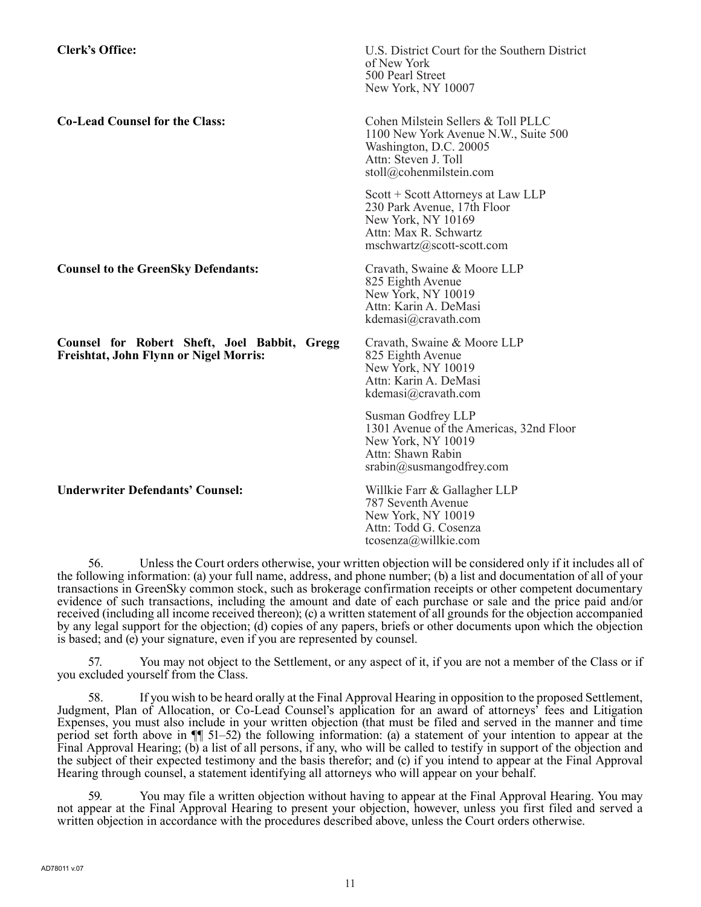| | |
|---|---|
| **Clerk's Office:** | U.S. District Court for the Southern District of New York<br>500 Pearl Street<br>New York, NY 10007 |
| **Co-Lead Counsel for the Class:** | Cohen Milstein Sellers & Toll PLLC<br>1100 New York Avenue N.W., Suite 500<br>Washington, D.C. 20005<br>Attn: Steven J. Toll<br>stoll@cohenmilstein.com |
| | Scott + Scott Attorneys at Law LLP<br>230 Park Avenue, 17th Floor<br>New York, NY 10169<br>Attn: Max R. Schwartz<br>mschwartz@scott-scott.com |
| **Counsel to the GreenSky Defendants:** | Cravath, Swaine & Moore LLP<br>825 Eighth Avenue<br>New York, NY 10019<br>Attn: Karin A. DeMasi<br>kdemasi@cravath.com |
| **Counsel for Robert Sheft, Joel Babbit, Gregg Freishtat, John Flynn or Nigel Morris:** | Cravath, Swaine & Moore LLP<br>825 Eighth Avenue<br>New York, NY 10019<br>Attn: Karin A. DeMasi<br>kdemasi@cravath.com |
| | Susman Godfrey LLP<br>1301 Avenue of the Americas, 32nd Floor<br>New York, NY 10019<br>Attn: Shawn Rabin<br>srabin@susmangodfrey.com |
| **Underwriter Defendants' Counsel:** | Willkie Farr & Gallagher LLP<br>787 Seventh Avenue<br>New York, NY 10019<br>Attn: Todd G. Cosenza<br>tcosenza@willkie.com |

56. Unless the Court orders otherwise, your written objection will be considered only if it includes all of the following information: (a) your full name, address, and phone number; (b) a list and documentation of all of your transactions in GreenSky common stock, such as brokerage confirmation receipts or other competent documentary evidence of such transactions, including the amount and date of each purchase or sale and the price paid and/or received (including all income received thereon); (c) a written statement of all grounds for the objection accompanied by any legal support for the objection; (d) copies of any papers, briefs or other documents upon which the objection is based; and (e) your signature, even if you are represented by counsel.

57. You may not object to the Settlement, or any aspect of it, if you are not a member of the Class or if you excluded yourself from the Class.

58. If you wish to be heard orally at the Final Approval Hearing in opposition to the proposed Settlement, Judgment, Plan of Allocation, or Co-Lead Counsel's application for an award of attorneys' fees and Litigation Expenses, you must also include in your written objection (that must be filed and served in the manner and time period set forth above in ¶¶ 51–52) the following information: (a) a statement of your intention to appear at the Final Approval Hearing; (b) a list of all persons, if any, who will be called to testify in support of the objection and the subject of their expected testimony and the basis therefor; and (c) if you intend to appear at the Final Approval Hearing through counsel, a statement identifying all attorneys who will appear on your behalf.

59. You may file a written objection without having to appear at the Final Approval Hearing. You may not appear at the Final Approval Hearing to present your objection, however, unless you first filed and served a written objection in accordance with the procedures described above, unless the Court orders otherwise.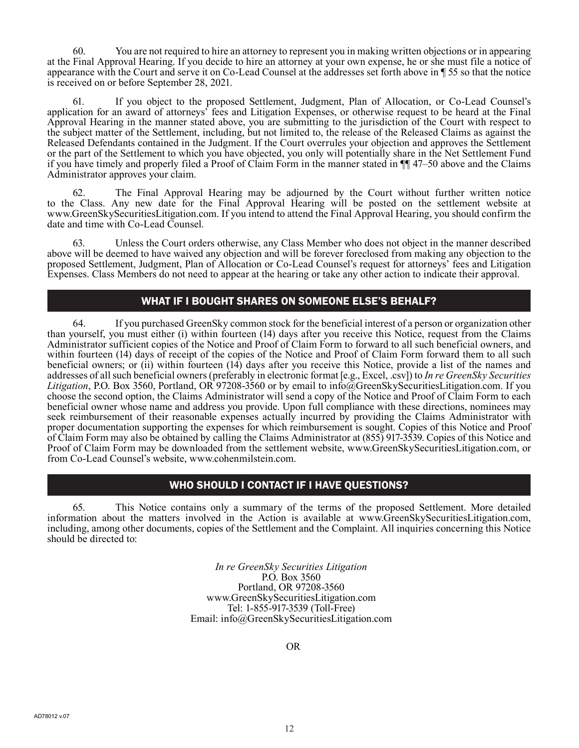60. You are not required to hire an attorney to represent you in making written objections or in appearing at the Final Approval Hearing. If you decide to hire an attorney at your own expense, he or she must file a notice of appearance with the Court and serve it on Co-Lead Counsel at the addresses set forth above in ¶ 55 so that the notice is received on or before September 28, 2021.

61. If you object to the proposed Settlement, Judgment, Plan of Allocation, or Co-Lead Counsel's application for an award of attorneys' fees and Litigation Expenses, or otherwise request to be heard at the Final Approval Hearing in the manner stated above, you are submitting to the jurisdiction of the Court with respect to the subject matter of the Settlement, including, but not limited to, the release of the Released Claims as against the Released Defendants contained in the Judgment. If the Court overrules your objection and approves the Settlement or the part of the Settlement to which you have objected, you only will potentially share in the Net Settlement Fund if you have timely and properly filed a Proof of Claim Form in the manner stated in ¶¶ 47–50 above and the Claims Administrator approves your claim.

62. The Final Approval Hearing may be adjourned by the Court without further written notice to the Class. Any new date for the Final Approval Hearing will be posted on the settlement website at www.GreenSkySecuritiesLitigation.com. If you intend to attend the Final Approval Hearing, you should confirm the date and time with Co-Lead Counsel.

63. Unless the Court orders otherwise, any Class Member who does not object in the manner described above will be deemed to have waived any objection and will be forever foreclosed from making any objection to the proposed Settlement, Judgment, Plan of Allocation or Co-Lead Counsel's request for attorneys' fees and Litigation Expenses. Class Members do not need to appear at the hearing or take any other action to indicate their approval.

## WHAT IF I BOUGHT SHARES ON SOMEONE ELSE'S BEHALF?

64. If you purchased GreenSky common stock for the beneficial interest of a person or organization other than yourself, you must either (i) within fourteen (14) days after you receive this Notice, request from the Claims Administrator sufficient copies of the Notice and Proof of Claim Form to forward to all such beneficial owners, and within fourteen (14) days of receipt of the copies of the Notice and Proof of Claim Form forward them to all such beneficial owners; or (ii) within fourteen (14) days after you receive this Notice, provide a list of the names and addresses of all such beneficial owners (preferably in electronic format [e.g., Excel, .csv]) to *In re GreenSky Securities Litigation*, P.O. Box 3560, Portland, OR 97208-3560 or by email to info@GreenSkySecuritiesLitigation.com. If you choose the second option, the Claims Administrator will send a copy of the Notice and Proof of Claim Form to each beneficial owner whose name and address you provide. Upon full compliance with these directions, nominees may seek reimbursement of their reasonable expenses actually incurred by providing the Claims Administrator with proper documentation supporting the expenses for which reimbursement is sought. Copies of this Notice and Proof of Claim Form may also be obtained by calling the Claims Administrator at (855) 917-3539. Copies of this Notice and Proof of Claim Form may be downloaded from the settlement website, www.GreenSkySecuritiesLitigation.com, or from Co-Lead Counsel's website, www.cohenmilstein.com.

## WHO SHOULD I CONTACT IF I HAVE QUESTIONS?

65. This Notice contains only a summary of the terms of the proposed Settlement. More detailed information about the matters involved in the Action is available at www.GreenSkySecuritiesLitigation.com, including, among other documents, copies of the Settlement and the Complaint. All inquiries concerning this Notice should be directed to:

*In re GreenSky Securities Litigation*
P.O. Box 3560
Portland, OR 97208-3560
www.GreenSkySecuritiesLitigation.com
Tel: 1-855-917-3539 (Toll-Free)
Email: info@GreenSkySecuritiesLitigation.com

OR

AD78012 v.07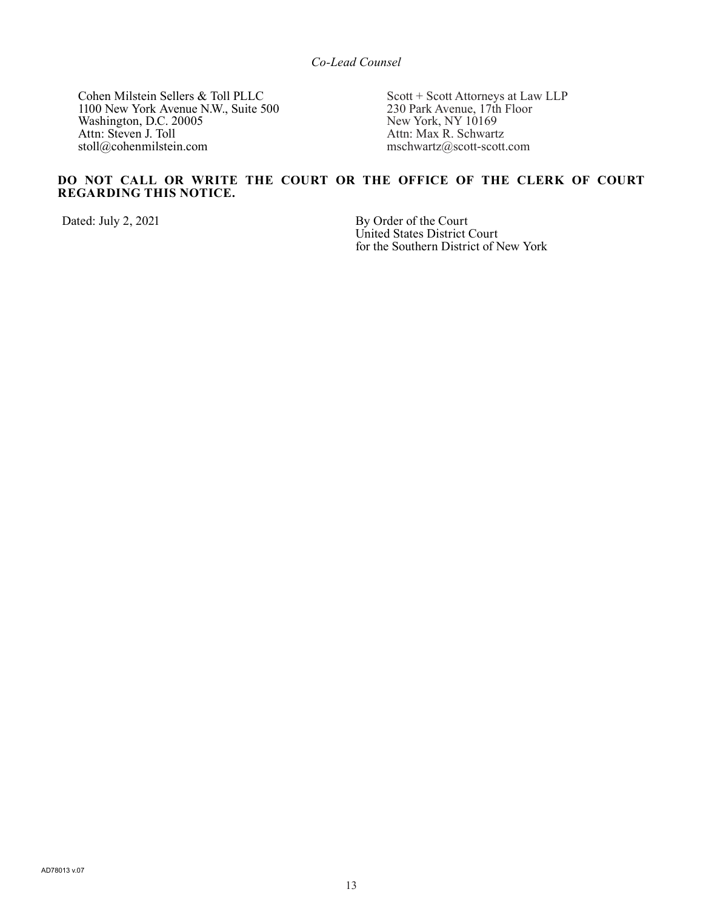*Co-Lead Counsel*

Cohen Milstein Sellers & Toll PLLC
1100 New York Avenue N.W., Suite 500
Washington, D.C. 20005
Attn: Steven J. Toll
stoll@cohenmilstein.com

Scott + Scott Attorneys at Law LLP
230 Park Avenue, 17th Floor
New York, NY 10169
Attn: Max R. Schwartz
mschwartz@scott-scott.com

**DO NOT CALL OR WRITE THE COURT OR THE OFFICE OF THE CLERK OF COURT REGARDING THIS NOTICE.**

Dated: July 2, 2021

By Order of the Court
United States District Court
for the Southern District of New York

AD78013 v.07